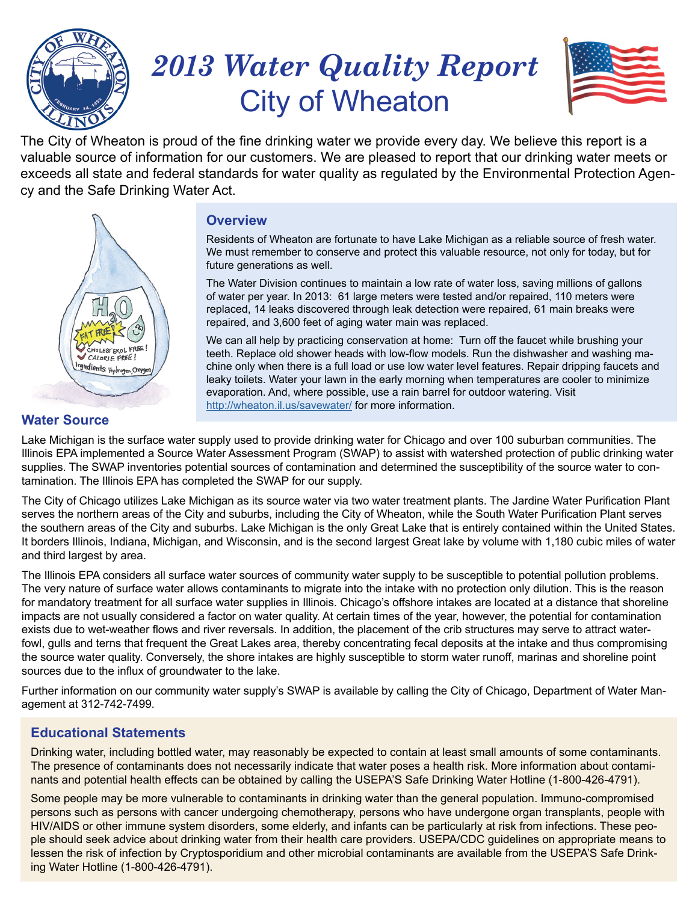# 2013 Water Quality Report

## City of Wheaton

The City of Wheaton is proud of the fine drinking water we provide every day. We believe this report is a valuable source of information for our customers. We are pleased to report that our drinking water meets or exceeds all state and federal standards for water quality as regulated by the Environmental Protection Agency and the Safe Drinking Water Act.

## Overview

Residents of Wheaton are fortunate to have Lake Michigan as a reliable source of fresh water. We must remember to conserve and protect this valuable resource, not only for today, but for future generations as well.

The Water Division continues to maintain a low rate of water loss, saving millions of gallons of water per year. In 2013: 61 large meters were tested and/or repaired, 110 meters were replaced, 14 leaks discovered through leak detection were repaired, 61 main breaks were repaired, and 3,600 feet of aging water main was replaced.

We can all help by practicing conservation at home: Turn off the faucet while brushing your teeth. Replace old shower heads with low-flow models. Run the dishwasher and washing machine only when there is a full load or use low water level features. Repair dripping faucets and leaky toilets. Water your lawn in the early morning when temperatures are cooler to minimize evaporation. And, where possible, use a rain barrel for outdoor watering. Visit http://wheaton.il.us/savewater/ for more information.

## Water Source

Lake Michigan is the surface water supply used to provide drinking water for Chicago and over 100 suburban communities. The Illinois EPA implemented a Source Water Assessment Program (SWAP) to assist with watershed protection of public drinking water supplies. The SWAP inventories potential sources of contamination and determined the susceptibility of the source water to contamination. The Illinois EPA has completed the SWAP for our supply.

The City of Chicago utilizes Lake Michigan as its source water via two water treatment plants. The Jardine Water Purification Plant serves the northern areas of the City and suburbs, including the City of Wheaton, while the South Water Purification Plant serves the southern areas of the City and suburbs. Lake Michigan is the only Great Lake that is entirely contained within the United States. It borders Illinois, Indiana, Michigan, and Wisconsin, and is the second largest Great lake by volume with 1,180 cubic miles of water and third largest by area.

The Illinois EPA considers all surface water sources of community water supply to be susceptible to potential pollution problems. The very nature of surface water allows contaminants to migrate into the intake with no protection only dilution. This is the reason for mandatory treatment for all surface water supplies in Illinois. Chicago's offshore intakes are located at a distance that shoreline impacts are not usually considered a factor on water quality. At certain times of the year, however, the potential for contamination exists due to wet-weather flows and river reversals. In addition, the placement of the crib structures may serve to attract waterfowl, gulls and terns that frequent the Great Lakes area, thereby concentrating fecal deposits at the intake and thus compromising the source water quality. Conversely, the shore intakes are highly susceptible to storm water runoff, marinas and shoreline point sources due to the influx of groundwater to the lake.

Further information on our community water supply's SWAP is available by calling the City of Chicago, Department of Water Management at 312-742-7499.

## Educational Statements

Drinking water, including bottled water, may reasonably be expected to contain at least small amounts of some contaminants. The presence of contaminants does not necessarily indicate that water poses a health risk. More information about contaminants and potential health effects can be obtained by calling the USEPA'S Safe Drinking Water Hotline (1-800-426-4791).

Some people may be more vulnerable to contaminants in drinking water than the general population. Immuno-compromised persons such as persons with cancer undergoing chemotherapy, persons who have undergone organ transplants, people with HIV/AIDS or other immune system disorders, some elderly, and infants can be particularly at risk from infections. These people should seek advice about drinking water from their health care providers. USEPA/CDC guidelines on appropriate means to lessen the risk of infection by Cryptosporidium and other microbial contaminants are available from the USEPA'S Safe Drinking Water Hotline (1-800-426-4791).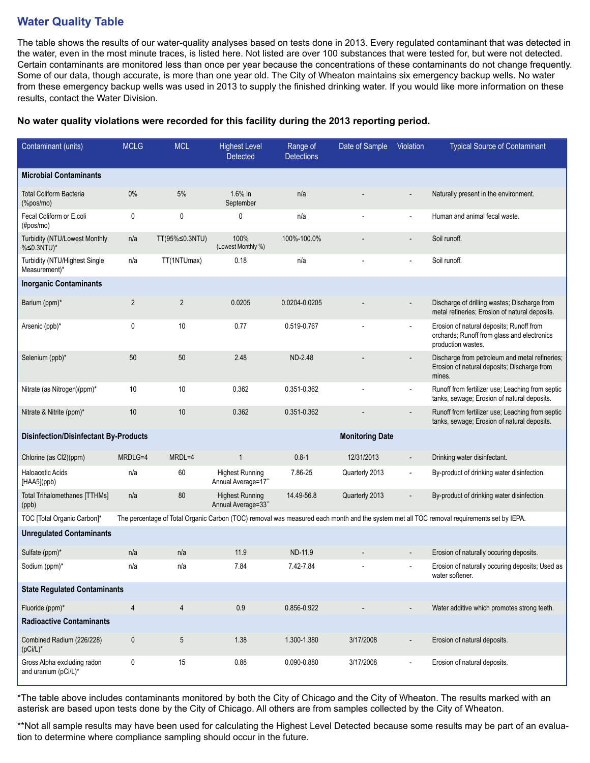## Water Quality Table

The table shows the results of our water-quality analyses based on tests done in 2013. Every regulated contaminant that was detected in the water, even in the most minute traces, is listed here. Not listed are over 100 substances that were tested for, but were not detected. Certain contaminants are monitored less than once per year because the concentrations of these contaminants do not change frequently. Some of our data, though accurate, is more than one year old. The City of Wheaton maintains six emergency backup wells. No water from these emergency backup wells was used in 2013 to supply the finished drinking water. If you would like more information on these results, contact the Water Division.

**No water quality violations were recorded for this facility during the 2013 reporting period.**

| Contaminant (units) | MCLG | MCL | Highest Level Detected | Range of Detections | Date of Sample | Violation | Typical Source of Contaminant |
|---|---|---|---|---|---|---|---|
| **Microbial Contaminants** | | | | | | | |
| Total Coliform Bacteria (%pos/mo) | 0% | 5% | 1.6% in September | n/a | - | - | Naturally present in the environment. |
| Fecal Coliform or E.coli (#pos/mo) | 0 | 0 | 0 | n/a | - | - | Human and animal fecal waste. |
| Turbidity (NTU/Lowest Monthly %≤0.3NTU)* | n/a | TT(95%≤0.3NTU) | 100% (Lowest Monthly %) | 100%-100.0% | - | - | Soil runoff. |
| Turbidity (NTU/Highest Single Measurement)* | n/a | TT(1NTUmax) | 0.18 | n/a | - | - | Soil runoff. |
| **Inorganic Contaminants** | | | | | | | |
| Barium (ppm)* | 2 | 2 | 0.0205 | 0.0204-0.0205 | - | - | Discharge of drilling wastes; Discharge from metal refineries; Erosion of natural deposits. |
| Arsenic (ppb)* | 0 | 10 | 0.77 | 0.519-0.767 | - | - | Erosion of natural deposits; Runoff from orchards; Runoff from glass and electronics production wastes. |
| Selenium (ppb)* | 50 | 50 | 2.48 | ND-2.48 | - | - | Discharge from petroleum and metal refineries; Erosion of natural deposits; Discharge from mines. |
| Nitrate (as Nitrogen)(ppm)* | 10 | 10 | 0.362 | 0.351-0.362 | - | - | Runoff from fertilizer use; Leaching from septic tanks, sewage; Erosion of natural deposits. |
| Nitrate & Nitrite (ppm)* | 10 | 10 | 0.362 | 0.351-0.362 | - | - | Runoff from fertilizer use; Leaching from septic tanks, sewage; Erosion of natural deposits. |
| **Disinfection/Disinfectant By-Products** | | | | | **Monitoring Date** | | |
| Chlorine (as Cl2)(ppm) | MRDLG=4 | MRDL=4 | 1 | 0.8-1 | 12/31/2013 | - | Drinking water disinfectant. |
| Haloacetic Acids [HAA5](ppb) | n/a | 60 | Highest Running Annual Average=17** | 7.86-25 | Quarterly 2013 | - | By-product of drinking water disinfection. |
| Total Trihalomethanes [TTHMs] (ppb) | n/a | 80 | Highest Running Annual Average=33** | 14.49-56.8 | Quarterly 2013 | - | By-product of drinking water disinfection. |
| TOC [Total Organic Carbon]* | The percentage of Total Organic Carbon (TOC) removal was measured each month and the system met all TOC removal requirements set by IEPA. | | | | | | |
| **Unregulated Contaminants** | | | | | | | |
| Sulfate (ppm)* | n/a | n/a | 11.9 | ND-11.9 | - | - | Erosion of naturally occuring deposits. |
| Sodium (ppm)* | n/a | n/a | 7.84 | 7.42-7.84 | - | - | Erosion of naturally occuring deposits; Used as water softener. |
| **State Regulated Contaminants** | | | | | | | |
| Fluoride (ppm)* | 4 | 4 | 0.9 | 0.856-0.922 | - | - | Water additive which promotes strong teeth. |
| **Radioactive Contaminants** | | | | | | | |
| Combined Radium (226/228) (pCi/L)* | 0 | 5 | 1.38 | 1.300-1.380 | 3/17/2008 | - | Erosion of natural deposits. |
| Gross Alpha excluding radon and uranium (pCi/L)* | 0 | 15 | 0.88 | 0.090-0.880 | 3/17/2008 | - | Erosion of natural deposits. |

*The table above includes contaminants monitored by both the City of Chicago and the City of Wheaton. The results marked with an asterisk are based upon tests done by the City of Chicago. All others are from samples collected by the City of Wheaton.

**Not all sample results may have been used for calculating the Highest Level Detected because some results may be part of an evaluation to determine where compliance sampling should occur in the future.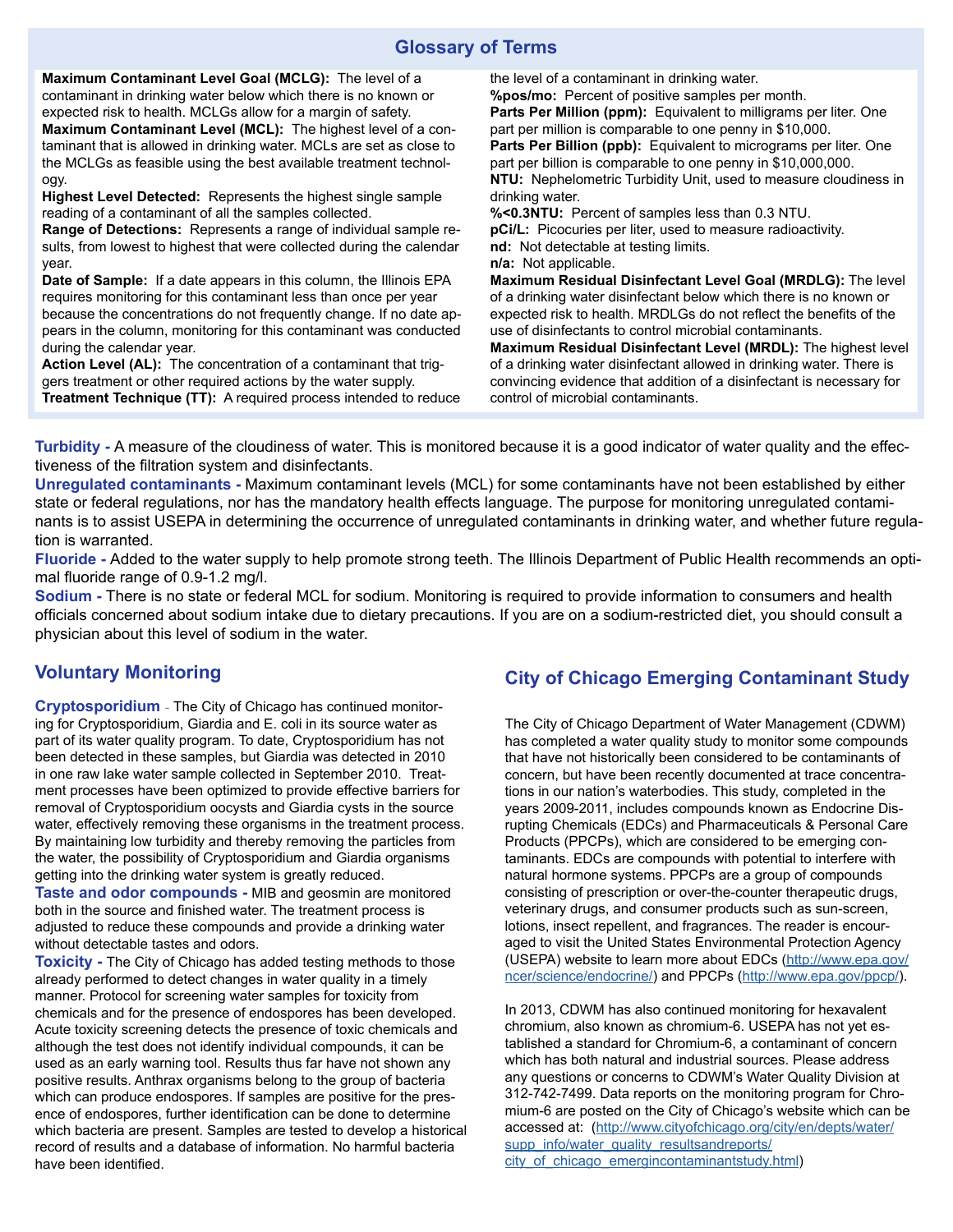## Glossary of Terms

**Maximum Contaminant Level Goal (MCLG):** The level of a contaminant in drinking water below which there is no known or expected risk to health. MCLGs allow for a margin of safety.

**Maximum Contaminant Level (MCL):** The highest level of a contaminant that is allowed in drinking water. MCLs are set as close to the MCLGs as feasible using the best available treatment technology.

**Highest Level Detected:** Represents the highest single sample reading of a contaminant of all the samples collected.

**Range of Detections:** Represents a range of individual sample results, from lowest to highest that were collected during the calendar year.

**Date of Sample:** If a date appears in this column, the Illinois EPA requires monitoring for this contaminant less than once per year because the concentrations do not frequently change. If no date appears in the column, monitoring for this contaminant was conducted during the calendar year.

**Action Level (AL):** The concentration of a contaminant that triggers treatment or other required actions by the water supply.

**Treatment Technique (TT):** A required process intended to reduce the level of a contaminant in drinking water.

**%pos/mo:** Percent of positive samples per month.

**Parts Per Million (ppm):** Equivalent to milligrams per liter. One part per million is comparable to one penny in $10,000.

**Parts Per Billion (ppb):** Equivalent to micrograms per liter. One part per billion is comparable to one penny in $10,000,000.

**NTU:** Nephelometric Turbidity Unit, used to measure cloudiness in drinking water.

**%<0.3NTU:** Percent of samples less than 0.3 NTU.

**pCi/L:** Picocuries per liter, used to measure radioactivity.

**nd:** Not detectable at testing limits.

**n/a:** Not applicable.

**Maximum Residual Disinfectant Level Goal (MRDLG):** The level of a drinking water disinfectant below which there is no known or expected risk to health. MRDLGs do not reflect the benefits of the use of disinfectants to control microbial contaminants.

**Maximum Residual Disinfectant Level (MRDL):** The highest level of a drinking water disinfectant allowed in drinking water. There is convincing evidence that addition of a disinfectant is necessary for control of microbial contaminants.

**Turbidity -** A measure of the cloudiness of water. This is monitored because it is a good indicator of water quality and the effectiveness of the filtration system and disinfectants.

**Unregulated contaminants -** Maximum contaminant levels (MCL) for some contaminants have not been established by either state or federal regulations, nor has the mandatory health effects language. The purpose for monitoring unregulated contaminants is to assist USEPA in determining the occurrence of unregulated contaminants in drinking water, and whether future regulation is warranted.

**Fluoride -** Added to the water supply to help promote strong teeth. The Illinois Department of Public Health recommends an optimal fluoride range of 0.9-1.2 mg/l.

**Sodium -** There is no state or federal MCL for sodium. Monitoring is required to provide information to consumers and health officials concerned about sodium intake due to dietary precautions. If you are on a sodium-restricted diet, you should consult a physician about this level of sodium in the water.

## Voluntary Monitoring

**Cryptosporidium** - The City of Chicago has continued monitoring for Cryptosporidium, Giardia and E. coli in its source water as part of its water quality program. To date, Cryptosporidium has not been detected in these samples, but Giardia was detected in 2010 in one raw lake water sample collected in September 2010. Treatment processes have been optimized to provide effective barriers for removal of Cryptosporidium oocysts and Giardia cysts in the source water, effectively removing these organisms in the treatment process. By maintaining low turbidity and thereby removing the particles from the water, the possibility of Cryptosporidium and Giardia organisms getting into the drinking water system is greatly reduced.

**Taste and odor compounds -** MIB and geosmin are monitored both in the source and finished water. The treatment process is adjusted to reduce these compounds and provide a drinking water without detectable tastes and odors.

**Toxicity -** The City of Chicago has added testing methods to those already performed to detect changes in water quality in a timely manner. Protocol for screening water samples for toxicity from chemicals and for the presence of endospores has been developed. Acute toxicity screening detects the presence of toxic chemicals and although the test does not identify individual compounds, it can be used as an early warning tool. Results thus far have not shown any positive results. Anthrax organisms belong to the group of bacteria which can produce endospores. If samples are positive for the presence of endospores, further identification can be done to determine which bacteria are present. Samples are tested to develop a historical record of results and a database of information. No harmful bacteria have been identified.

## City of Chicago Emerging Contaminant Study

The City of Chicago Department of Water Management (CDWM) has completed a water quality study to monitor some compounds that have not historically been considered to be contaminants of concern, but have been recently documented at trace concentrations in our nation's waterbodies. This study, completed in the years 2009-2011, includes compounds known as Endocrine Disrupting Chemicals (EDCs) and Pharmaceuticals & Personal Care Products (PPCPs), which are considered to be emerging contaminants. EDCs are compounds with potential to interfere with natural hormone systems. PPCPs are a group of compounds consisting of prescription or over-the-counter therapeutic drugs, veterinary drugs, and consumer products such as sun-screen, lotions, insect repellent, and fragrances. The reader is encouraged to visit the United States Environmental Protection Agency (USEPA) website to learn more about EDCs (http://www.epa.gov/ncer/science/endocrine/) and PPCPs (http://www.epa.gov/ppcp/).

In 2013, CDWM has also continued monitoring for hexavalent chromium, also known as chromium-6. USEPA has not yet established a standard for Chromium-6, a contaminant of concern which has both natural and industrial sources. Please address any questions or concerns to CDWM's Water Quality Division at 312-742-7499. Data reports on the monitoring program for Chromium-6 are posted on the City of Chicago's website which can be accessed at: (http://www.cityofchicago.org/city/en/depts/water/supp_info/water_quality_resultsandreports/city_of_chicago_emergincontaminantstudy.html)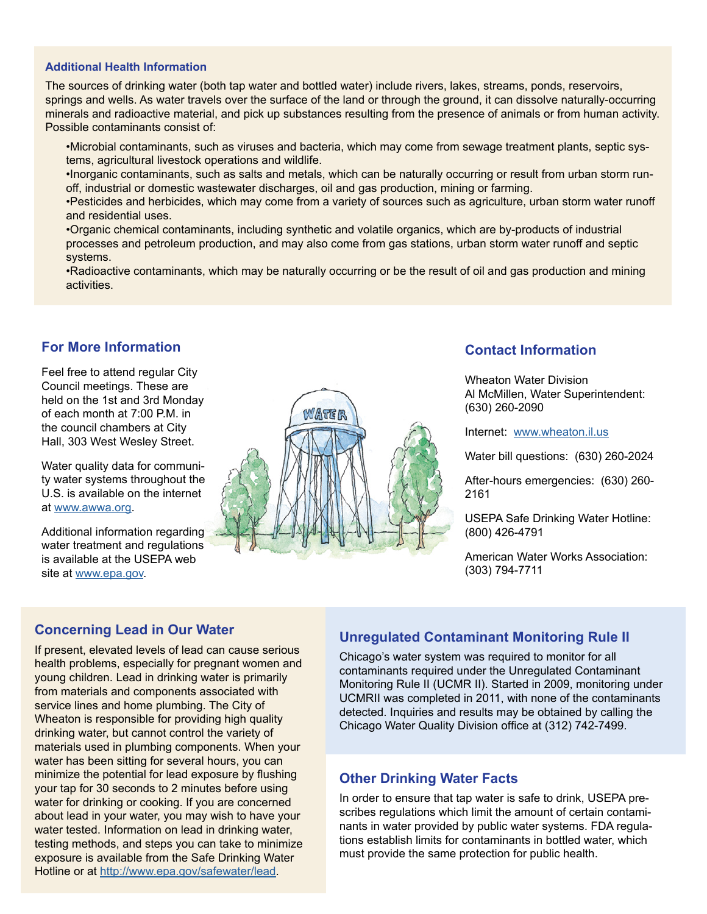### Additional Health Information

The sources of drinking water (both tap water and bottled water) include rivers, lakes, streams, ponds, reservoirs, springs and wells. As water travels over the surface of the land or through the ground, it can dissolve naturally-occurring minerals and radioactive material, and pick up substances resulting from the presence of animals or from human activity. Possible contaminants consist of:

- Microbial contaminants, such as viruses and bacteria, which may come from sewage treatment plants, septic systems, agricultural livestock operations and wildlife.
- Inorganic contaminants, such as salts and metals, which can be naturally occurring or result from urban storm runoff, industrial or domestic wastewater discharges, oil and gas production, mining or farming.
- Pesticides and herbicides, which may come from a variety of sources such as agriculture, urban storm water runoff and residential uses.
- Organic chemical contaminants, including synthetic and volatile organics, which are by-products of industrial processes and petroleum production, and may also come from gas stations, urban storm water runoff and septic systems.
- Radioactive contaminants, which may be naturally occurring or be the result of oil and gas production and mining activities.

## For More Information

Feel free to attend regular City Council meetings. These are held on the 1st and 3rd Monday of each month at 7:00 P.M. in the council chambers at City Hall, 303 West Wesley Street.

Water quality data for community water systems throughout the U.S. is available on the internet at www.awwa.org.

Additional information regarding water treatment and regulations is available at the USEPA web site at www.epa.gov.

## Contact Information

Wheaton Water Division
Al McMillen, Water Superintendent:
(630) 260-2090

Internet: www.wheaton.il.us

Water bill questions: (630) 260-2024

After-hours emergencies: (630) 260-2161

USEPA Safe Drinking Water Hotline:
(800) 426-4791

American Water Works Association:
(303) 794-7711

## Concerning Lead in Our Water

If present, elevated levels of lead can cause serious health problems, especially for pregnant women and young children. Lead in drinking water is primarily from materials and components associated with service lines and home plumbing. The City of Wheaton is responsible for providing high quality drinking water, but cannot control the variety of materials used in plumbing components. When your water has been sitting for several hours, you can minimize the potential for lead exposure by flushing your tap for 30 seconds to 2 minutes before using water for drinking or cooking. If you are concerned about lead in your water, you may wish to have your water tested. Information on lead in drinking water, testing methods, and steps you can take to minimize exposure is available from the Safe Drinking Water Hotline or at http://www.epa.gov/safewater/lead.

## Unregulated Contaminant Monitoring Rule II

Chicago's water system was required to monitor for all contaminants required under the Unregulated Contaminant Monitoring Rule II (UCMR II). Started in 2009, monitoring under UCMRII was completed in 2011, with none of the contaminants detected. Inquiries and results may be obtained by calling the Chicago Water Quality Division office at (312) 742-7499.

## Other Drinking Water Facts

In order to ensure that tap water is safe to drink, USEPA prescribes regulations which limit the amount of certain contaminants in water provided by public water systems. FDA regulations establish limits for contaminants in bottled water, which must provide the same protection for public health.